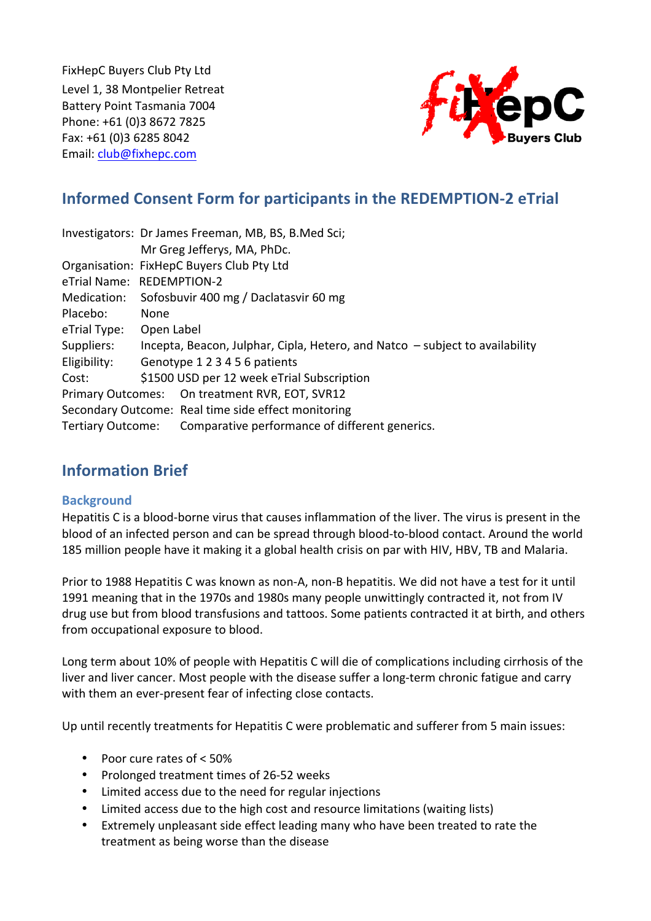FixHepC Buyers Club Pty Ltd
Level 1, 38 Montpelier Retreat
Battery Point Tasmania 7004
Phone: +61 (0)3 8672 7825
Fax: +61 (0)3 6285 8042
Email: club@fixhepc.com

## Informed Consent Form for participants in the REDEMPTION-2 eTrial

Investigators: Dr James Freeman, MB, BS, B.Med Sci;
Mr Greg Jefferys, MA, PhDc.
Organisation: FixHepC Buyers Club Pty Ltd
eTrial Name: REDEMPTION-2
Medication: Sofosbuvir 400 mg / Daclatasvir 60 mg
Placebo: None
eTrial Type: Open Label
Suppliers: Incepta, Beacon, Julphar, Cipla, Hetero, and Natco – subject to availability
Eligibility: Genotype 1 2 3 4 5 6 patients
Cost: $1500 USD per 12 week eTrial Subscription
Primary Outcomes: On treatment RVR, EOT, SVR12
Secondary Outcome: Real time side effect monitoring
Tertiary Outcome: Comparative performance of different generics.

## Information Brief

### Background

Hepatitis C is a blood-borne virus that causes inflammation of the liver. The virus is present in the blood of an infected person and can be spread through blood-to-blood contact. Around the world 185 million people have it making it a global health crisis on par with HIV, HBV, TB and Malaria.

Prior to 1988 Hepatitis C was known as non-A, non-B hepatitis. We did not have a test for it until 1991 meaning that in the 1970s and 1980s many people unwittingly contracted it, not from IV drug use but from blood transfusions and tattoos. Some patients contracted it at birth, and others from occupational exposure to blood.

Long term about 10% of people with Hepatitis C will die of complications including cirrhosis of the liver and liver cancer. Most people with the disease suffer a long-term chronic fatigue and carry with them an ever-present fear of infecting close contacts.

Up until recently treatments for Hepatitis C were problematic and sufferer from 5 main issues:

- Poor cure rates of < 50%
- Prolonged treatment times of 26-52 weeks
- Limited access due to the need for regular injections
- Limited access due to the high cost and resource limitations (waiting lists)
- Extremely unpleasant side effect leading many who have been treated to rate the treatment as being worse than the disease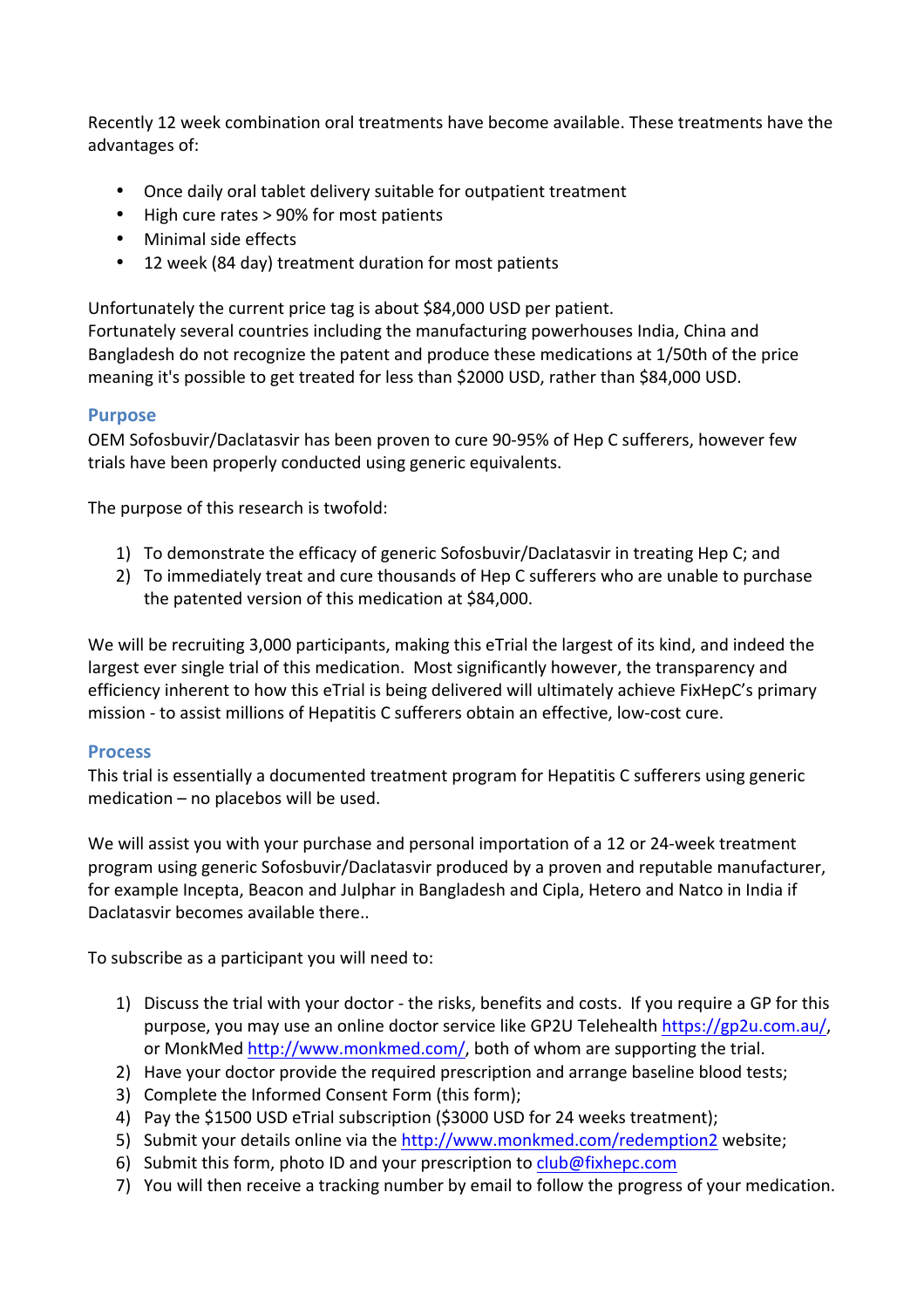Recently 12 week combination oral treatments have become available. These treatments have the advantages of:

- Once daily oral tablet delivery suitable for outpatient treatment
- High cure rates > 90% for most patients
- Minimal side effects
- 12 week (84 day) treatment duration for most patients

Unfortunately the current price tag is about $84,000 USD per patient.
Fortunately several countries including the manufacturing powerhouses India, China and Bangladesh do not recognize the patent and produce these medications at 1/50th of the price meaning it's possible to get treated for less than $2000 USD, rather than $84,000 USD.

## Purpose

OEM Sofosbuvir/Daclatasvir has been proven to cure 90-95% of Hep C sufferers, however few trials have been properly conducted using generic equivalents.

The purpose of this research is twofold:

1) To demonstrate the efficacy of generic Sofosbuvir/Daclatasvir in treating Hep C; and
2) To immediately treat and cure thousands of Hep C sufferers who are unable to purchase the patented version of this medication at $84,000.

We will be recruiting 3,000 participants, making this eTrial the largest of its kind, and indeed the largest ever single trial of this medication. Most significantly however, the transparency and efficiency inherent to how this eTrial is being delivered will ultimately achieve FixHepC's primary mission - to assist millions of Hepatitis C sufferers obtain an effective, low-cost cure.

## Process

This trial is essentially a documented treatment program for Hepatitis C sufferers using generic medication – no placebos will be used.

We will assist you with your purchase and personal importation of a 12 or 24-week treatment program using generic Sofosbuvir/Daclatasvir produced by a proven and reputable manufacturer, for example Incepta, Beacon and Julphar in Bangladesh and Cipla, Hetero and Natco in India if Daclatasvir becomes available there..

To subscribe as a participant you will need to:

1) Discuss the trial with your doctor - the risks, benefits and costs. If you require a GP for this purpose, you may use an online doctor service like GP2U Telehealth https://gp2u.com.au/, or MonkMed http://www.monkmed.com/, both of whom are supporting the trial.
2) Have your doctor provide the required prescription and arrange baseline blood tests;
3) Complete the Informed Consent Form (this form);
4) Pay the $1500 USD eTrial subscription ($3000 USD for 24 weeks treatment);
5) Submit your details online via the http://www.monkmed.com/redemption2 website;
6) Submit this form, photo ID and your prescription to club@fixhepc.com
7) You will then receive a tracking number by email to follow the progress of your medication.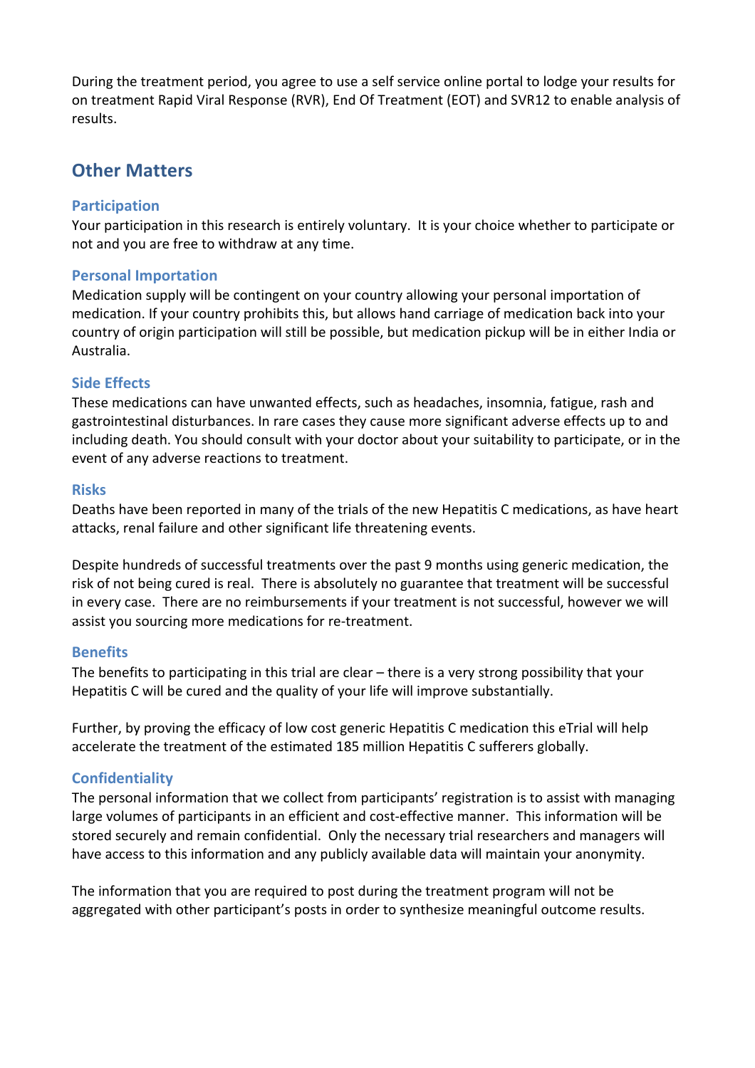During the treatment period, you agree to use a self service online portal to lodge your results for on treatment Rapid Viral Response (RVR), End Of Treatment (EOT) and SVR12 to enable analysis of results.

## Other Matters

### Participation

Your participation in this research is entirely voluntary. It is your choice whether to participate or not and you are free to withdraw at any time.

### Personal Importation

Medication supply will be contingent on your country allowing your personal importation of medication. If your country prohibits this, but allows hand carriage of medication back into your country of origin participation will still be possible, but medication pickup will be in either India or Australia.

### Side Effects

These medications can have unwanted effects, such as headaches, insomnia, fatigue, rash and gastrointestinal disturbances. In rare cases they cause more significant adverse effects up to and including death. You should consult with your doctor about your suitability to participate, or in the event of any adverse reactions to treatment.

### Risks

Deaths have been reported in many of the trials of the new Hepatitis C medications, as have heart attacks, renal failure and other significant life threatening events.

Despite hundreds of successful treatments over the past 9 months using generic medication, the risk of not being cured is real. There is absolutely no guarantee that treatment will be successful in every case. There are no reimbursements if your treatment is not successful, however we will assist you sourcing more medications for re-treatment.

### Benefits

The benefits to participating in this trial are clear – there is a very strong possibility that your Hepatitis C will be cured and the quality of your life will improve substantially.

Further, by proving the efficacy of low cost generic Hepatitis C medication this eTrial will help accelerate the treatment of the estimated 185 million Hepatitis C sufferers globally.

### Confidentiality

The personal information that we collect from participants' registration is to assist with managing large volumes of participants in an efficient and cost-effective manner. This information will be stored securely and remain confidential. Only the necessary trial researchers and managers will have access to this information and any publicly available data will maintain your anonymity.

The information that you are required to post during the treatment program will not be aggregated with other participant's posts in order to synthesize meaningful outcome results.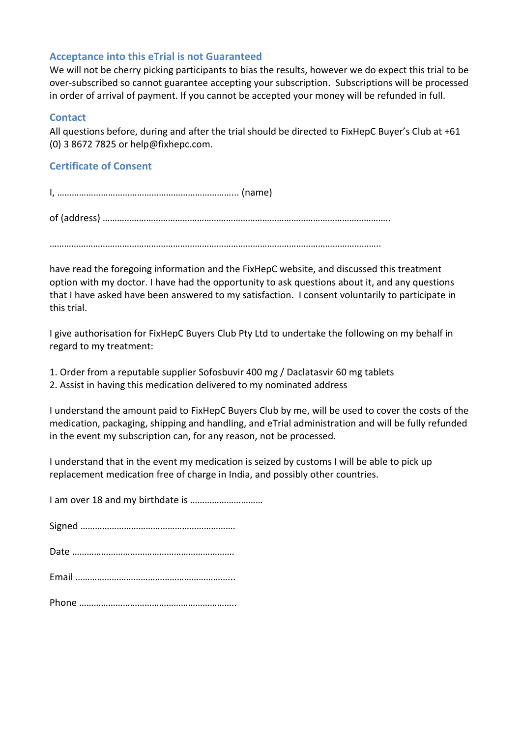## Acceptance into this eTrial is not Guaranteed

We will not be cherry picking participants to bias the results, however we do expect this trial to be over-subscribed so cannot guarantee accepting your subscription. Subscriptions will be processed in order of arrival of payment. If you cannot be accepted your money will be refunded in full.

## Contact

All questions before, during and after the trial should be directed to FixHepC Buyer's Club at +61 (0) 3 8672 7825 or help@fixhepc.com.

## Certificate of Consent

I, ………………………………………………………………... (name)

of (address) ………………………………………………………………………………………………………..

…………………………………………………………………………………………………………………………..

have read the foregoing information and the FixHepC website, and discussed this treatment option with my doctor. I have had the opportunity to ask questions about it, and any questions that I have asked have been answered to my satisfaction. I consent voluntarily to participate in this trial.

I give authorisation for FixHepC Buyers Club Pty Ltd to undertake the following on my behalf in regard to my treatment:

1. Order from a reputable supplier Sofosbuvir 400 mg / Daclatasvir 60 mg tablets
2. Assist in having this medication delivered to my nominated address

I understand the amount paid to FixHepC Buyers Club by me, will be used to cover the costs of the medication, packaging, shipping and handling, and eTrial administration and will be fully refunded in the event my subscription can, for any reason, not be processed.

I understand that in the event my medication is seized by customs I will be able to pick up replacement medication free of charge in India, and possibly other countries.

I am over 18 and my birthdate is …………………………

Signed ……………………………………………………….

Date ………………………………………………………….

Email ………………………………………………………..

Phone ………………………………………………………..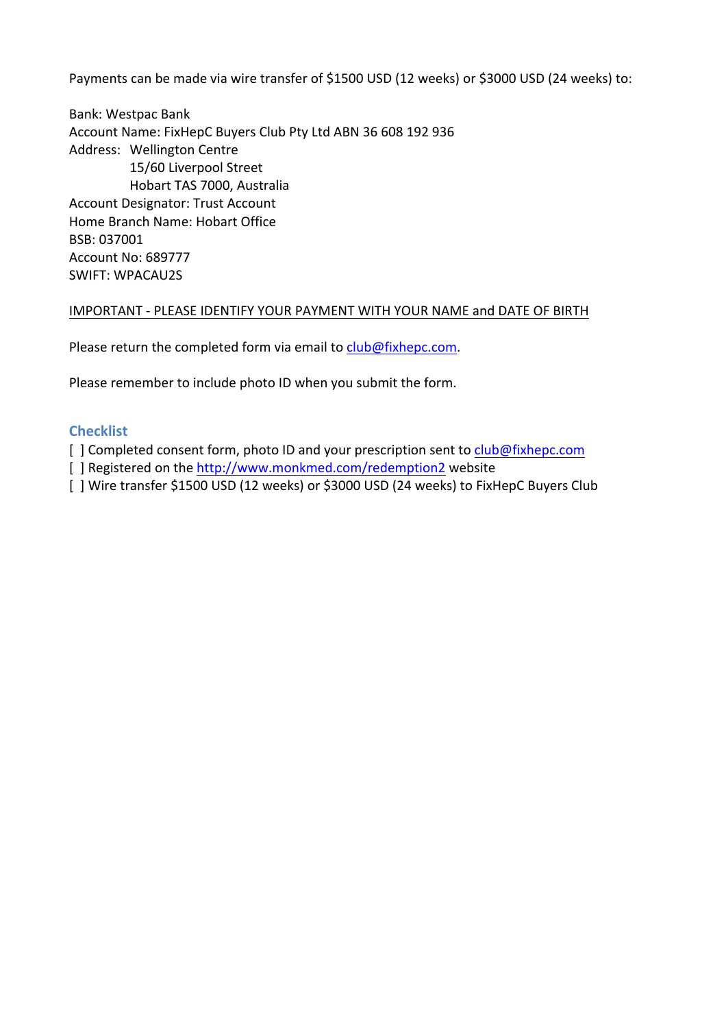Payments can be made via wire transfer of $1500 USD (12 weeks) or $3000 USD (24 weeks) to:

Bank: Westpac Bank
Account Name: FixHepC Buyers Club Pty Ltd ABN 36 608 192 936
Address: Wellington Centre
15/60 Liverpool Street
Hobart TAS 7000, Australia
Account Designator: Trust Account
Home Branch Name: Hobart Office
BSB: 037001
Account No: 689777
SWIFT: WPACAU2S

<u>IMPORTANT - PLEASE IDENTIFY YOUR PAYMENT WITH YOUR NAME and DATE OF BIRTH</u>

Please return the completed form via email to club@fixhepc.com.

Please remember to include photo ID when you submit the form.

## Checklist

- [ ] Completed consent form, photo ID and your prescription sent to club@fixhepc.com
- [ ] Registered on the http://www.monkmed.com/redemption2 website
- [ ] Wire transfer $1500 USD (12 weeks) or $3000 USD (24 weeks) to FixHepC Buyers Club